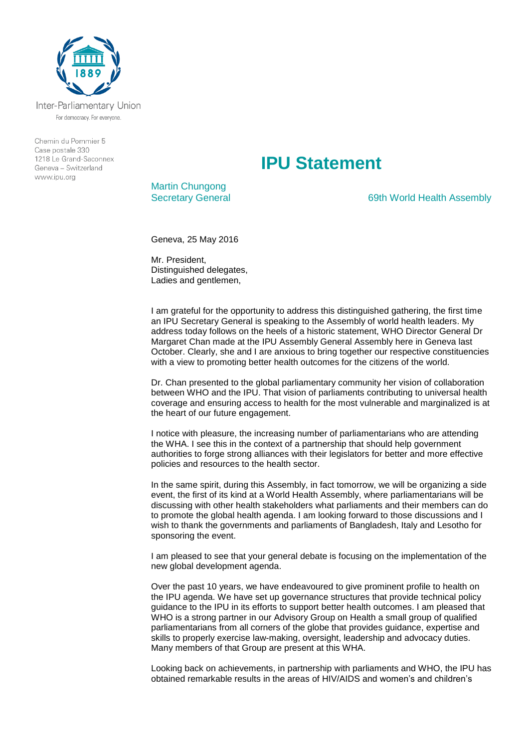Inter-Parliamentary Union

For democracy. For everyone.

Chemin du Pommier 5
Case postale 330
1218 Le Grand-Saconnex
Geneva – Switzerland
www.ipu.org

# IPU Statement

Martin Chungong
Secretary General

69th World Health Assembly

Geneva, 25 May 2016

Mr. President,
Distinguished delegates,
Ladies and gentlemen,

I am grateful for the opportunity to address this distinguished gathering, the first time an IPU Secretary General is speaking to the Assembly of world health leaders. My address today follows on the heels of a historic statement, WHO Director General Dr Margaret Chan made at the IPU Assembly General Assembly here in Geneva last October. Clearly, she and I are anxious to bring together our respective constituencies with a view to promoting better health outcomes for the citizens of the world.

Dr. Chan presented to the global parliamentary community her vision of collaboration between WHO and the IPU. That vision of parliaments contributing to universal health coverage and ensuring access to health for the most vulnerable and marginalized is at the heart of our future engagement.

I notice with pleasure, the increasing number of parliamentarians who are attending the WHA. I see this in the context of a partnership that should help government authorities to forge strong alliances with their legislators for better and more effective policies and resources to the health sector.

In the same spirit, during this Assembly, in fact tomorrow, we will be organizing a side event, the first of its kind at a World Health Assembly, where parliamentarians will be discussing with other health stakeholders what parliaments and their members can do to promote the global health agenda. I am looking forward to those discussions and I wish to thank the governments and parliaments of Bangladesh, Italy and Lesotho for sponsoring the event.

I am pleased to see that your general debate is focusing on the implementation of the new global development agenda.

Over the past 10 years, we have endeavoured to give prominent profile to health on the IPU agenda. We have set up governance structures that provide technical policy guidance to the IPU in its efforts to support better health outcomes. I am pleased that WHO is a strong partner in our Advisory Group on Health a small group of qualified parliamentarians from all corners of the globe that provides guidance, expertise and skills to properly exercise law-making, oversight, leadership and advocacy duties. Many members of that Group are present at this WHA.

Looking back on achievements, in partnership with parliaments and WHO, the IPU has obtained remarkable results in the areas of HIV/AIDS and women's and children's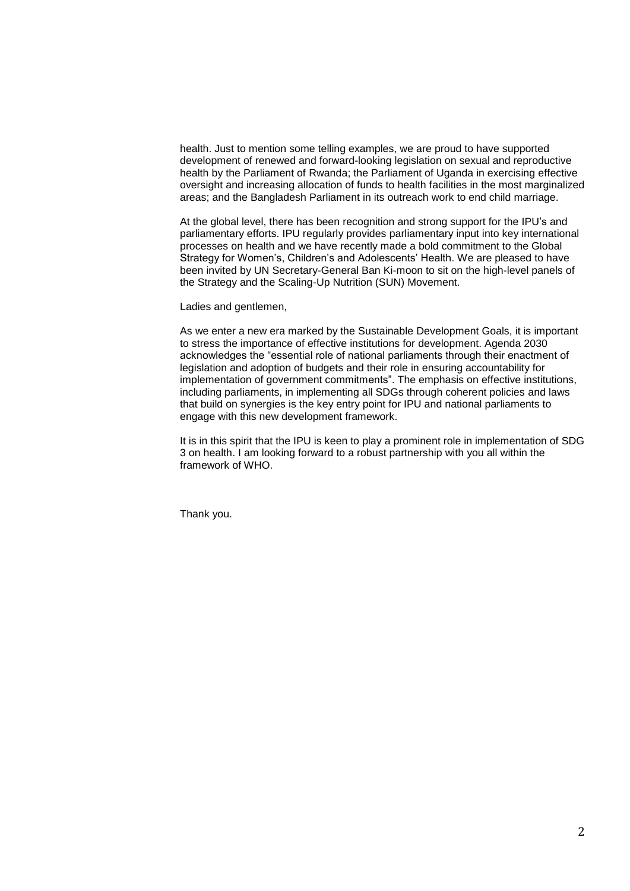health. Just to mention some telling examples, we are proud to have supported development of renewed and forward-looking legislation on sexual and reproductive health by the Parliament of Rwanda; the Parliament of Uganda in exercising effective oversight and increasing allocation of funds to health facilities in the most marginalized areas; and the Bangladesh Parliament in its outreach work to end child marriage.

At the global level, there has been recognition and strong support for the IPU's and parliamentary efforts. IPU regularly provides parliamentary input into key international processes on health and we have recently made a bold commitment to the Global Strategy for Women's, Children's and Adolescents' Health. We are pleased to have been invited by UN Secretary-General Ban Ki-moon to sit on the high-level panels of the Strategy and the Scaling-Up Nutrition (SUN) Movement.

Ladies and gentlemen,

As we enter a new era marked by the Sustainable Development Goals, it is important to stress the importance of effective institutions for development. Agenda 2030 acknowledges the "essential role of national parliaments through their enactment of legislation and adoption of budgets and their role in ensuring accountability for implementation of government commitments". The emphasis on effective institutions, including parliaments, in implementing all SDGs through coherent policies and laws that build on synergies is the key entry point for IPU and national parliaments to engage with this new development framework.

It is in this spirit that the IPU is keen to play a prominent role in implementation of SDG 3 on health. I am looking forward to a robust partnership with you all within the framework of WHO.

Thank you.